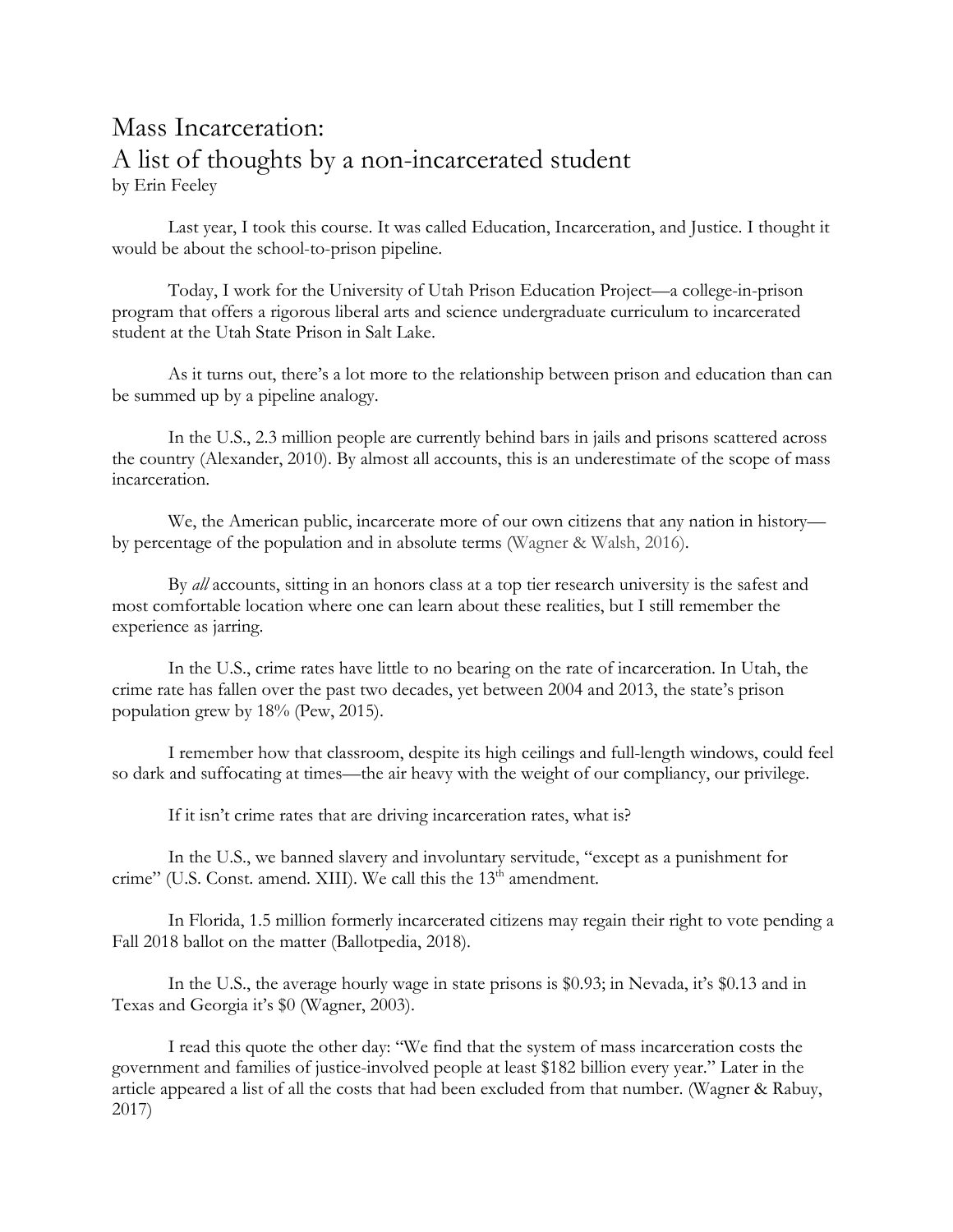# Mass Incarceration:
# A list of thoughts by a non-incarcerated student

by Erin Feeley

Last year, I took this course. It was called Education, Incarceration, and Justice. I thought it would be about the school-to-prison pipeline.

Today, I work for the University of Utah Prison Education Project—a college-in-prison program that offers a rigorous liberal arts and science undergraduate curriculum to incarcerated student at the Utah State Prison in Salt Lake.

As it turns out, there's a lot more to the relationship between prison and education than can be summed up by a pipeline analogy.

In the U.S., 2.3 million people are currently behind bars in jails and prisons scattered across the country (Alexander, 2010). By almost all accounts, this is an underestimate of the scope of mass incarceration.

We, the American public, incarcerate more of our own citizens that any nation in history—by percentage of the population and in absolute terms (Wagner & Walsh, 2016).

By *all* accounts, sitting in an honors class at a top tier research university is the safest and most comfortable location where one can learn about these realities, but I still remember the experience as jarring.

In the U.S., crime rates have little to no bearing on the rate of incarceration. In Utah, the crime rate has fallen over the past two decades, yet between 2004 and 2013, the state's prison population grew by 18% (Pew, 2015).

I remember how that classroom, despite its high ceilings and full-length windows, could feel so dark and suffocating at times—the air heavy with the weight of our compliancy, our privilege.

If it isn't crime rates that are driving incarceration rates, what is?

In the U.S., we banned slavery and involuntary servitude, "except as a punishment for crime" (U.S. Const. amend. XIII). We call this the 13th amendment.

In Florida, 1.5 million formerly incarcerated citizens may regain their right to vote pending a Fall 2018 ballot on the matter (Ballotpedia, 2018).

In the U.S., the average hourly wage in state prisons is $0.93; in Nevada, it's $0.13 and in Texas and Georgia it's $0 (Wagner, 2003).

I read this quote the other day: "We find that the system of mass incarceration costs the government and families of justice-involved people at least $182 billion every year." Later in the article appeared a list of all the costs that had been excluded from that number. (Wagner & Rabuy, 2017)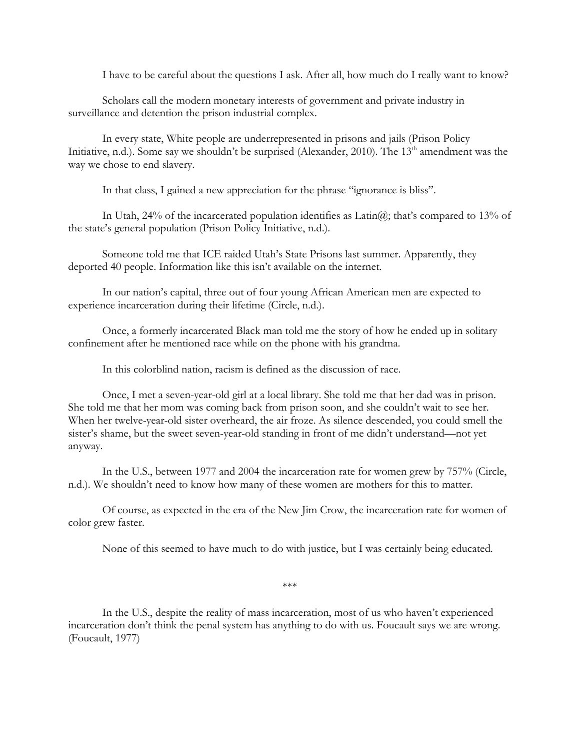I have to be careful about the questions I ask. After all, how much do I really want to know?

Scholars call the modern monetary interests of government and private industry in surveillance and detention the prison industrial complex.

In every state, White people are underrepresented in prisons and jails (Prison Policy Initiative, n.d.). Some say we shouldn't be surprised (Alexander, 2010). The 13th amendment was the way we chose to end slavery.

In that class, I gained a new appreciation for the phrase "ignorance is bliss".

In Utah, 24% of the incarcerated population identifies as Latin@; that's compared to 13% of the state's general population (Prison Policy Initiative, n.d.).

Someone told me that ICE raided Utah's State Prisons last summer. Apparently, they deported 40 people. Information like this isn't available on the internet.

In our nation's capital, three out of four young African American men are expected to experience incarceration during their lifetime (Circle, n.d.).

Once, a formerly incarcerated Black man told me the story of how he ended up in solitary confinement after he mentioned race while on the phone with his grandma.

In this colorblind nation, racism is defined as the discussion of race.

Once, I met a seven-year-old girl at a local library. She told me that her dad was in prison. She told me that her mom was coming back from prison soon, and she couldn't wait to see her. When her twelve-year-old sister overheard, the air froze. As silence descended, you could smell the sister's shame, but the sweet seven-year-old standing in front of me didn't understand—not yet anyway.

In the U.S., between 1977 and 2004 the incarceration rate for women grew by 757% (Circle, n.d.). We shouldn't need to know how many of these women are mothers for this to matter.

Of course, as expected in the era of the New Jim Crow, the incarceration rate for women of color grew faster.

None of this seemed to have much to do with justice, but I was certainly being educated.

***

In the U.S., despite the reality of mass incarceration, most of us who haven't experienced incarceration don't think the penal system has anything to do with us. Foucault says we are wrong. (Foucault, 1977)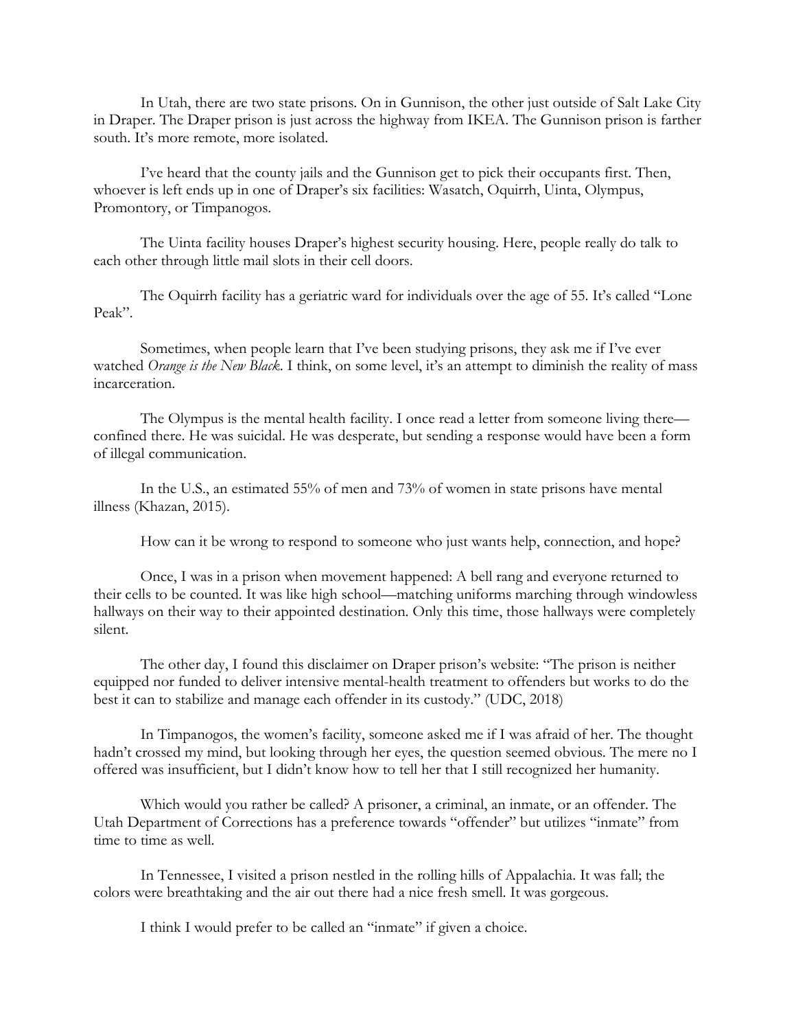In Utah, there are two state prisons. On in Gunnison, the other just outside of Salt Lake City in Draper. The Draper prison is just across the highway from IKEA. The Gunnison prison is farther south. It's more remote, more isolated.

I've heard that the county jails and the Gunnison get to pick their occupants first. Then, whoever is left ends up in one of Draper's six facilities: Wasatch, Oquirrh, Uinta, Olympus, Promontory, or Timpanogos.

The Uinta facility houses Draper's highest security housing. Here, people really do talk to each other through little mail slots in their cell doors.

The Oquirrh facility has a geriatric ward for individuals over the age of 55. It's called "Lone Peak".

Sometimes, when people learn that I've been studying prisons, they ask me if I've ever watched *Orange is the New Black*. I think, on some level, it's an attempt to diminish the reality of mass incarceration.

The Olympus is the mental health facility. I once read a letter from someone living there—confined there. He was suicidal. He was desperate, but sending a response would have been a form of illegal communication.

In the U.S., an estimated 55% of men and 73% of women in state prisons have mental illness (Khazan, 2015).

How can it be wrong to respond to someone who just wants help, connection, and hope?

Once, I was in a prison when movement happened: A bell rang and everyone returned to their cells to be counted. It was like high school—matching uniforms marching through windowless hallways on their way to their appointed destination. Only this time, those hallways were completely silent.

The other day, I found this disclaimer on Draper prison's website: "The prison is neither equipped nor funded to deliver intensive mental-health treatment to offenders but works to do the best it can to stabilize and manage each offender in its custody." (UDC, 2018)

In Timpanogos, the women's facility, someone asked me if I was afraid of her. The thought hadn't crossed my mind, but looking through her eyes, the question seemed obvious. The mere no I offered was insufficient, but I didn't know how to tell her that I still recognized her humanity.

Which would you rather be called? A prisoner, a criminal, an inmate, or an offender. The Utah Department of Corrections has a preference towards "offender" but utilizes "inmate" from time to time as well.

In Tennessee, I visited a prison nestled in the rolling hills of Appalachia. It was fall; the colors were breathtaking and the air out there had a nice fresh smell. It was gorgeous.

I think I would prefer to be called an "inmate" if given a choice.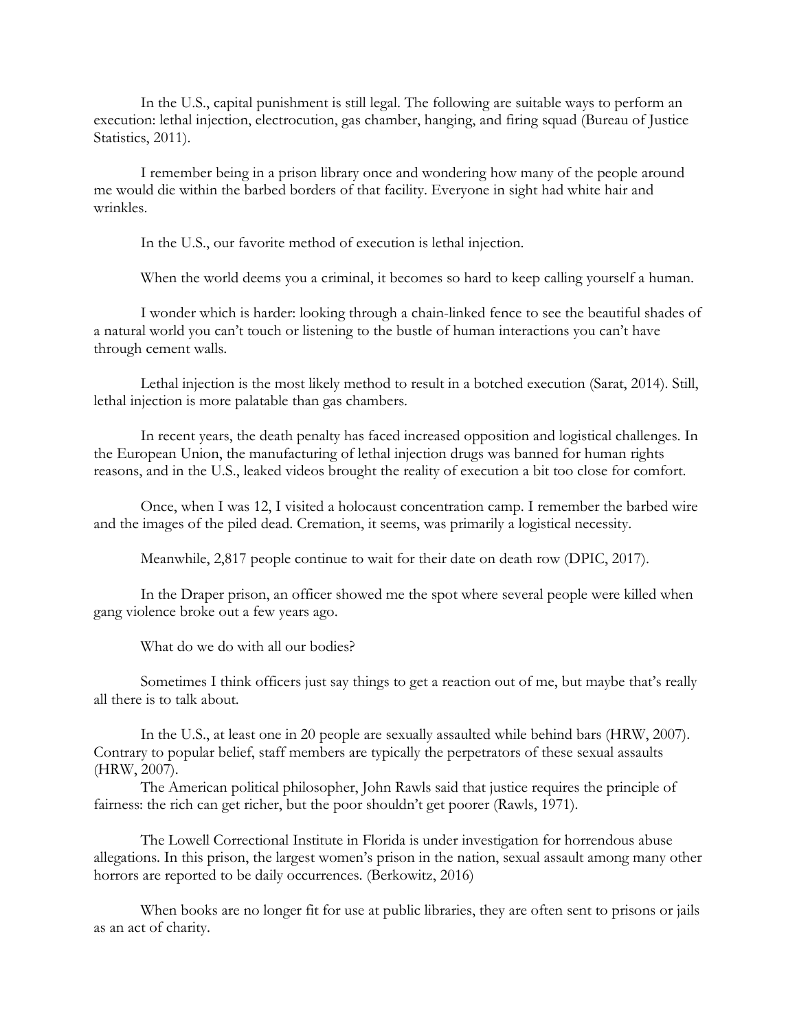In the U.S., capital punishment is still legal. The following are suitable ways to perform an execution: lethal injection, electrocution, gas chamber, hanging, and firing squad (Bureau of Justice Statistics, 2011).

I remember being in a prison library once and wondering how many of the people around me would die within the barbed borders of that facility. Everyone in sight had white hair and wrinkles.

In the U.S., our favorite method of execution is lethal injection.

When the world deems you a criminal, it becomes so hard to keep calling yourself a human.

I wonder which is harder: looking through a chain-linked fence to see the beautiful shades of a natural world you can't touch or listening to the bustle of human interactions you can't have through cement walls.

Lethal injection is the most likely method to result in a botched execution (Sarat, 2014). Still, lethal injection is more palatable than gas chambers.

In recent years, the death penalty has faced increased opposition and logistical challenges. In the European Union, the manufacturing of lethal injection drugs was banned for human rights reasons, and in the U.S., leaked videos brought the reality of execution a bit too close for comfort.

Once, when I was 12, I visited a holocaust concentration camp. I remember the barbed wire and the images of the piled dead. Cremation, it seems, was primarily a logistical necessity.

Meanwhile, 2,817 people continue to wait for their date on death row (DPIC, 2017).

In the Draper prison, an officer showed me the spot where several people were killed when gang violence broke out a few years ago.

What do we do with all our bodies?

Sometimes I think officers just say things to get a reaction out of me, but maybe that's really all there is to talk about.

In the U.S., at least one in 20 people are sexually assaulted while behind bars (HRW, 2007). Contrary to popular belief, staff members are typically the perpetrators of these sexual assaults (HRW, 2007).

The American political philosopher, John Rawls said that justice requires the principle of fairness: the rich can get richer, but the poor shouldn't get poorer (Rawls, 1971).

The Lowell Correctional Institute in Florida is under investigation for horrendous abuse allegations. In this prison, the largest women's prison in the nation, sexual assault among many other horrors are reported to be daily occurrences. (Berkowitz, 2016)

When books are no longer fit for use at public libraries, they are often sent to prisons or jails as an act of charity.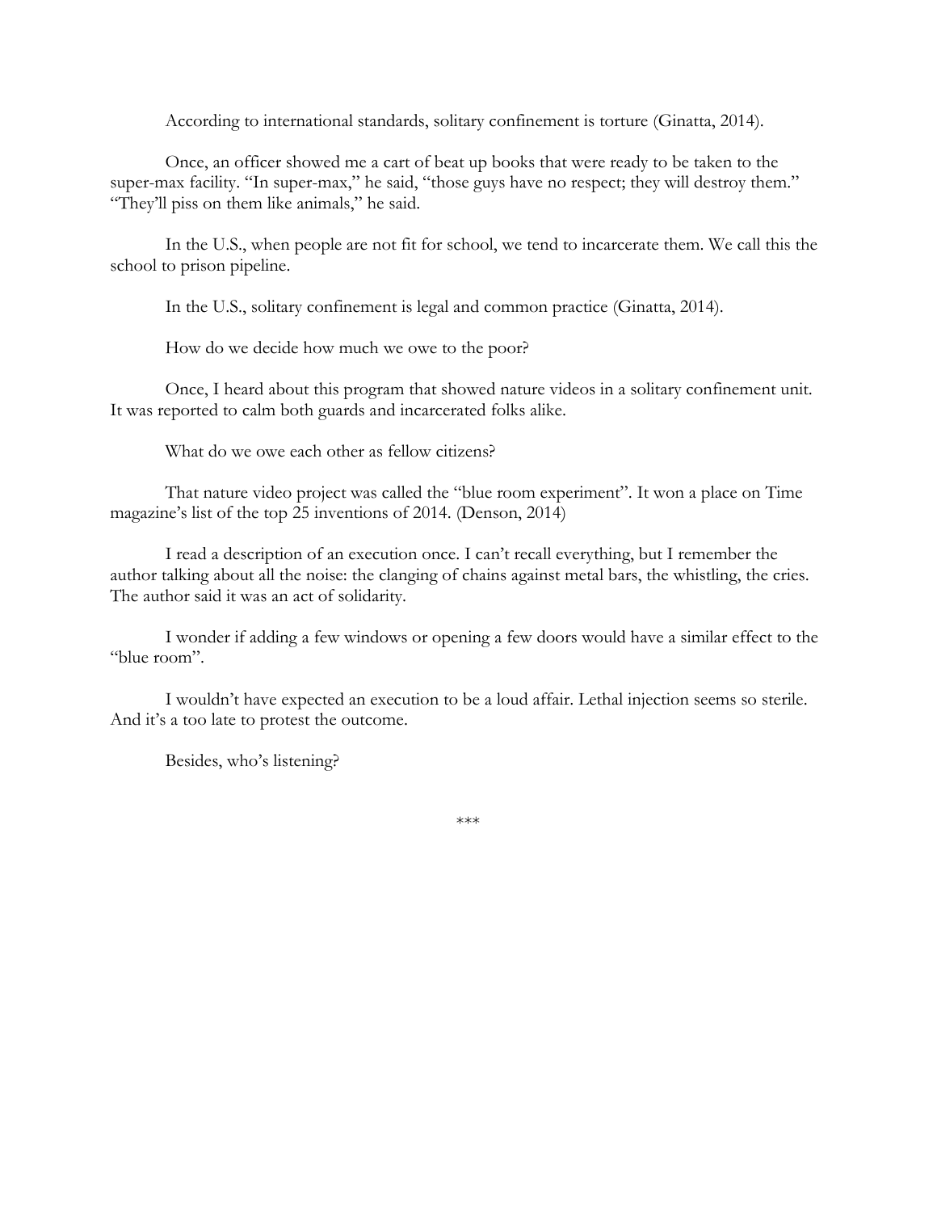According to international standards, solitary confinement is torture (Ginatta, 2014).

Once, an officer showed me a cart of beat up books that were ready to be taken to the super-max facility. "In super-max," he said, "those guys have no respect; they will destroy them." "They'll piss on them like animals," he said.

In the U.S., when people are not fit for school, we tend to incarcerate them. We call this the school to prison pipeline.

In the U.S., solitary confinement is legal and common practice (Ginatta, 2014).

How do we decide how much we owe to the poor?

Once, I heard about this program that showed nature videos in a solitary confinement unit. It was reported to calm both guards and incarcerated folks alike.

What do we owe each other as fellow citizens?

That nature video project was called the "blue room experiment". It won a place on Time magazine's list of the top 25 inventions of 2014. (Denson, 2014)

I read a description of an execution once. I can't recall everything, but I remember the author talking about all the noise: the clanging of chains against metal bars, the whistling, the cries. The author said it was an act of solidarity.

I wonder if adding a few windows or opening a few doors would have a similar effect to the "blue room".

I wouldn't have expected an execution to be a loud affair. Lethal injection seems so sterile. And it's a too late to protest the outcome.

Besides, who's listening?

\*\*\*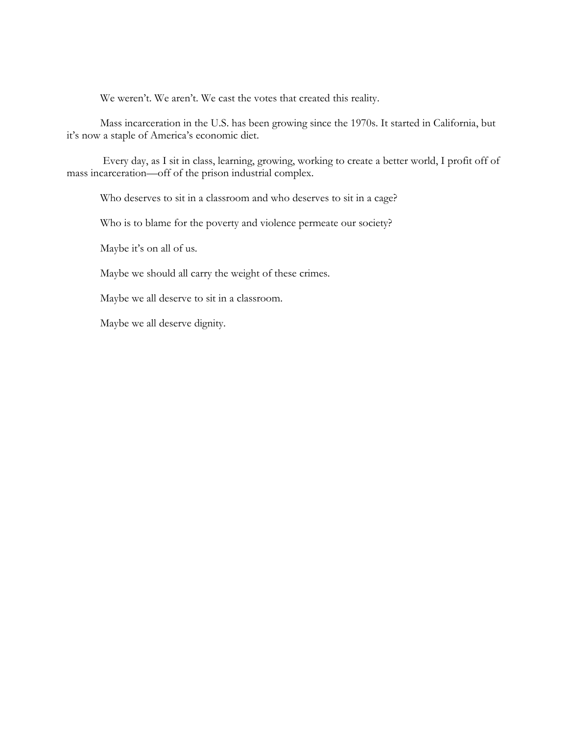We weren't. We aren't. We cast the votes that created this reality.

Mass incarceration in the U.S. has been growing since the 1970s. It started in California, but it's now a staple of America's economic diet.

Every day, as I sit in class, learning, growing, working to create a better world, I profit off of mass incarceration—off of the prison industrial complex.

Who deserves to sit in a classroom and who deserves to sit in a cage?

Who is to blame for the poverty and violence permeate our society?

Maybe it's on all of us.

Maybe we should all carry the weight of these crimes.

Maybe we all deserve to sit in a classroom.

Maybe we all deserve dignity.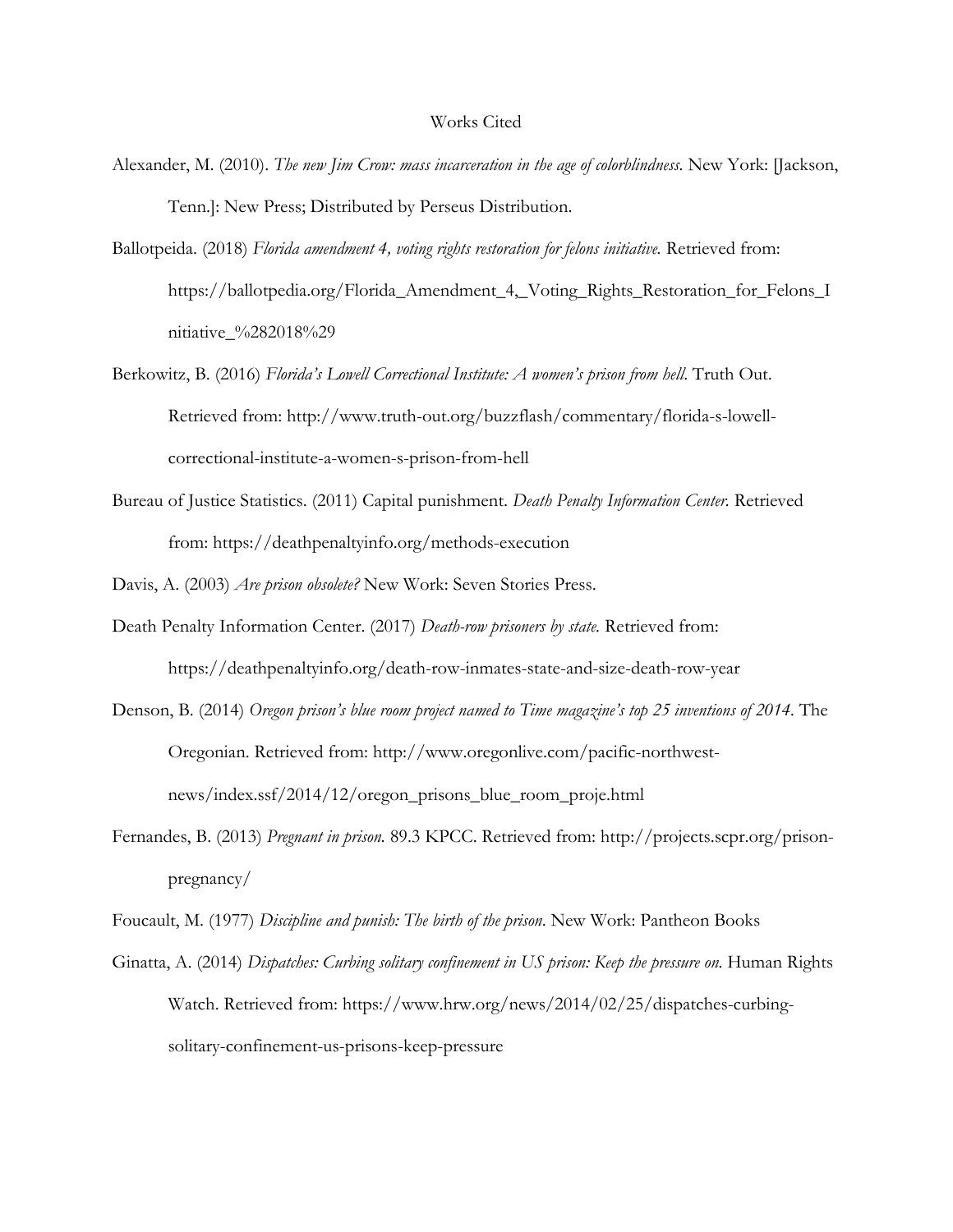Works Cited

Alexander, M. (2010). *The new Jim Crow: mass incarceration in the age of colorblindness*. New York: [Jackson, Tenn.]: New Press; Distributed by Perseus Distribution.

Ballotpeida. (2018) *Florida amendment 4, voting rights restoration for felons initiative.* Retrieved from: https://ballotpedia.org/Florida_Amendment_4,_Voting_Rights_Restoration_for_Felons_Initiative_%282018%29

Berkowitz, B. (2016) *Florida's Lowell Correctional Institute: A women's prison from hell*. Truth Out. Retrieved from: http://www.truth-out.org/buzzflash/commentary/florida-s-lowell-correctional-institute-a-women-s-prison-from-hell

Bureau of Justice Statistics. (2011) Capital punishment. *Death Penalty Information Center.* Retrieved from: https://deathpenaltyinfo.org/methods-execution

Davis, A. (2003) *Are prison obsolete?* New Work: Seven Stories Press.

Death Penalty Information Center. (2017) *Death-row prisoners by state.* Retrieved from: https://deathpenaltyinfo.org/death-row-inmates-state-and-size-death-row-year

Denson, B. (2014) *Oregon prison's blue room project named to Time magazine's top 25 inventions of 2014*. The Oregonian. Retrieved from: http://www.oregonlive.com/pacific-northwest-news/index.ssf/2014/12/oregon_prisons_blue_room_proje.html

Fernandes, B. (2013) *Pregnant in prison.* 89.3 KPCC. Retrieved from: http://projects.scpr.org/prison-pregnancy/

Foucault, M. (1977) *Discipline and punish: The birth of the prison*. New Work: Pantheon Books

Ginatta, A. (2014) *Dispatches: Curbing solitary confinement in US prison: Keep the pressure on.* Human Rights Watch. Retrieved from: https://www.hrw.org/news/2014/02/25/dispatches-curbing-solitary-confinement-us-prisons-keep-pressure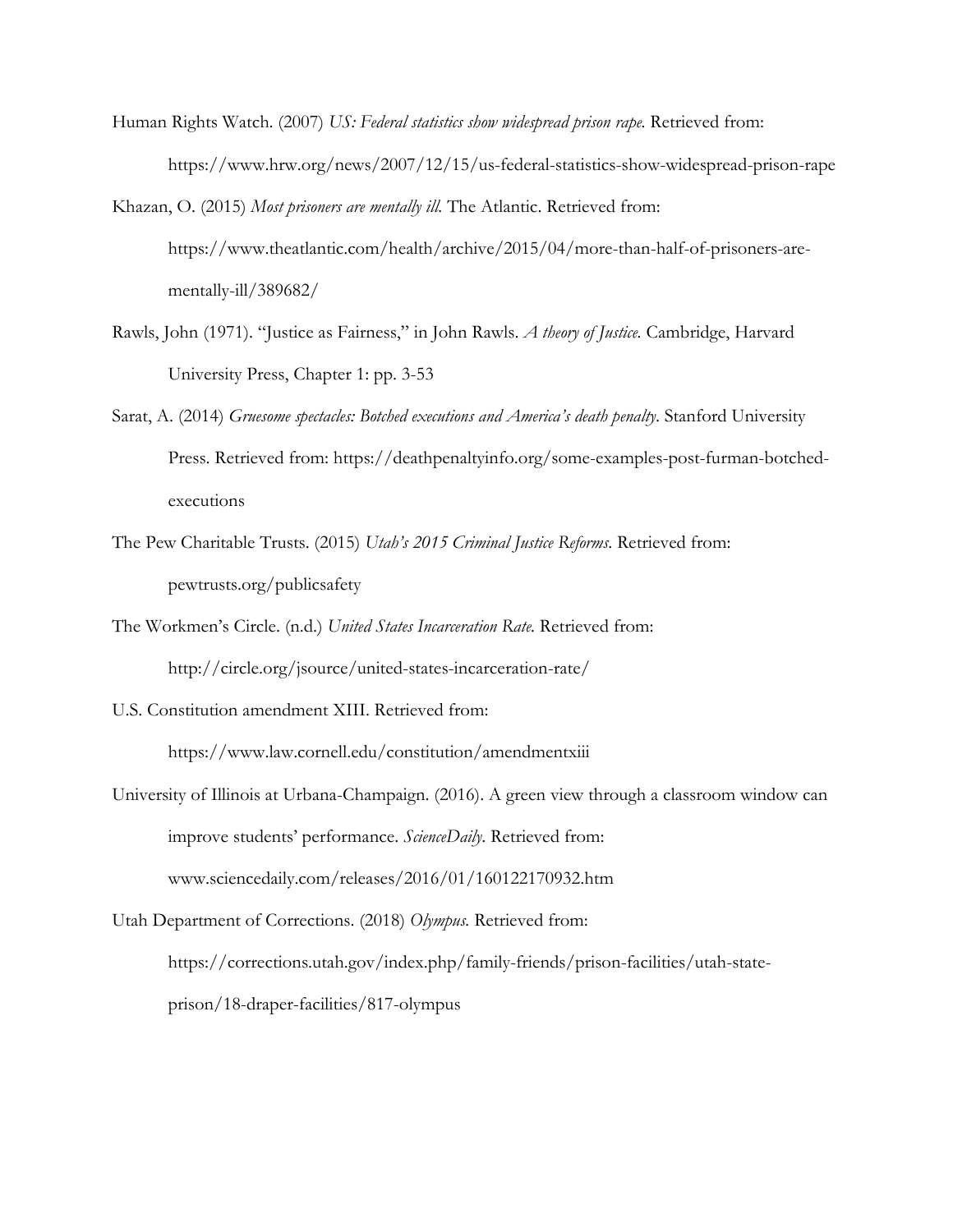Human Rights Watch. (2007) *US: Federal statistics show widespread prison rape.* Retrieved from: https://www.hrw.org/news/2007/12/15/us-federal-statistics-show-widespread-prison-rape

Khazan, O. (2015) *Most prisoners are mentally ill.* The Atlantic. Retrieved from: https://www.theatlantic.com/health/archive/2015/04/more-than-half-of-prisoners-are-mentally-ill/389682/

Rawls, John (1971). "Justice as Fairness," in John Rawls. *A theory of Justice.* Cambridge, Harvard University Press, Chapter 1: pp. 3-53

Sarat, A. (2014) *Gruesome spectacles: Botched executions and America's death penalty*. Stanford University Press. Retrieved from: https://deathpenaltyinfo.org/some-examples-post-furman-botched-executions

The Pew Charitable Trusts. (2015) *Utah's 2015 Criminal Justice Reforms*. Retrieved from: pewtrusts.org/publicsafety

The Workmen's Circle. (n.d.) *United States Incarceration Rate.* Retrieved from: http://circle.org/jsource/united-states-incarceration-rate/

U.S. Constitution amendment XIII. Retrieved from: https://www.law.cornell.edu/constitution/amendmentxiii

University of Illinois at Urbana-Champaign. (2016). A green view through a classroom window can improve students' performance. *ScienceDaily*. Retrieved from: www.sciencedaily.com/releases/2016/01/160122170932.htm

Utah Department of Corrections. (2018) *Olympus.* Retrieved from: https://corrections.utah.gov/index.php/family-friends/prison-facilities/utah-state-prison/18-draper-facilities/817-olympus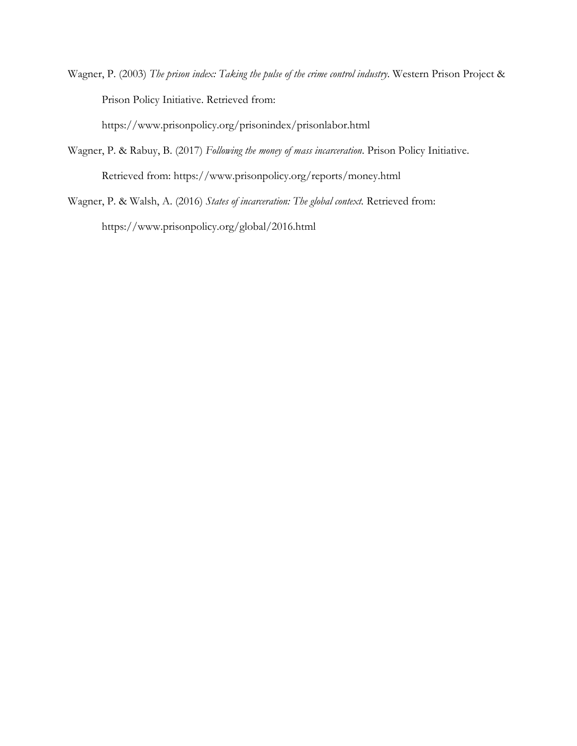Wagner, P. (2003) *The prison index: Taking the pulse of the crime control industry*. Western Prison Project & Prison Policy Initiative. Retrieved from: https://www.prisonpolicy.org/prisonindex/prisonlabor.html

Wagner, P. & Rabuy, B. (2017) *Following the money of mass incarceration*. Prison Policy Initiative. Retrieved from: https://www.prisonpolicy.org/reports/money.html

Wagner, P. & Walsh, A. (2016) *States of incarceration: The global context*. Retrieved from: https://www.prisonpolicy.org/global/2016.html